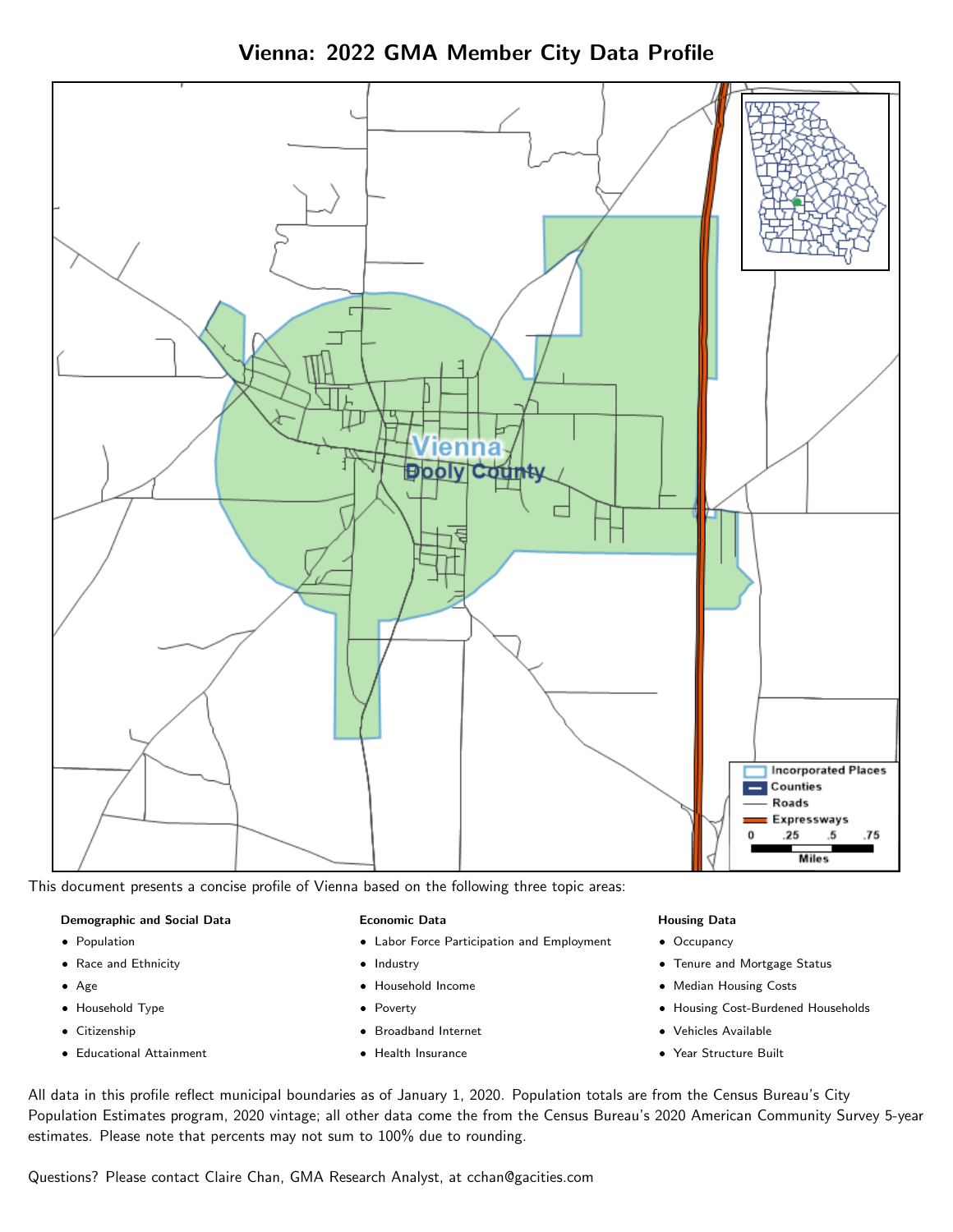# Vienna: 2022 GMA Member City Data Profile

This document presents a concise profile of Vienna based on the following three topic areas:

**Demographic and Social Data**

- Population
- Race and Ethnicity
- Age
- Household Type
- Citizenship
- Educational Attainment

**Economic Data**

- Labor Force Participation and Employment
- Industry
- Household Income
- Poverty
- Broadband Internet
- Health Insurance

**Housing Data**

- Occupancy
- Tenure and Mortgage Status
- Median Housing Costs
- Housing Cost-Burdened Households
- Vehicles Available
- Year Structure Built

All data in this profile reflect municipal boundaries as of January 1, 2020. Population totals are from the Census Bureau's City Population Estimates program, 2020 vintage; all other data come the from the Census Bureau's 2020 American Community Survey 5-year estimates. Please note that percents may not sum to 100% due to rounding.

Questions? Please contact Claire Chan, GMA Research Analyst, at cchan@gacities.com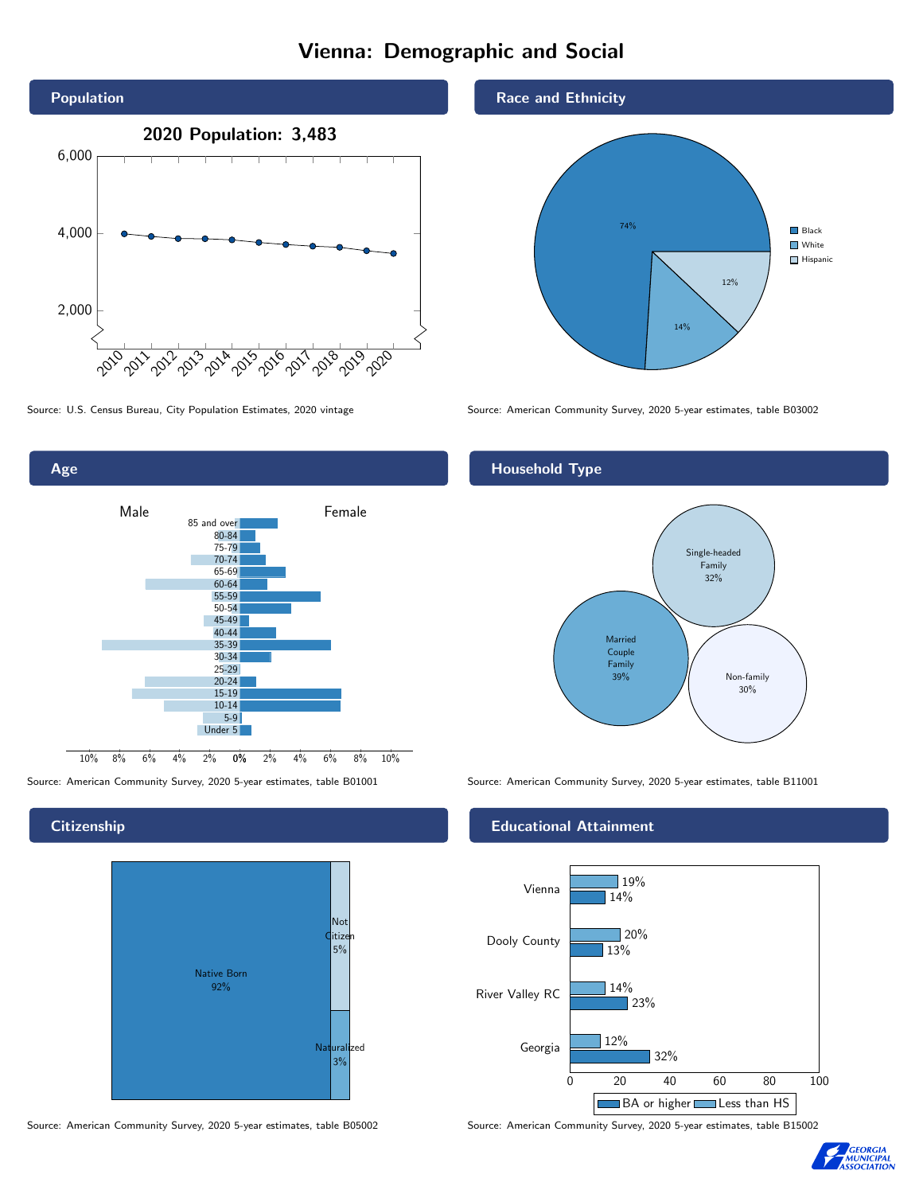# Vienna: Demographic and Social

## Population

**2020 Population: 3,483**

Source: U.S. Census Bureau, City Population Estimates, 2020 vintage

## Race and Ethnicity

| Race/Ethnicity | Percent |
|---|---|
| Black | 74% |
| White | 14% |
| Hispanic | 12% |

Source: American Community Survey, 2020 5-year estimates, table B03002

## Age

Source: American Community Survey, 2020 5-year estimates, table B01001

## Household Type

| Household Type | Percent |
|---|---|
| Married Couple Family | 39% |
| Single-headed Family | 32% |
| Non-family | 30% |

Source: American Community Survey, 2020 5-year estimates, table B11001

## Citizenship

| Citizenship | Percent |
|---|---|
| Native Born | 92% |
| Not Citizen | 5% |
| Naturalized | 3% |

Source: American Community Survey, 2020 5-year estimates, table B05002

## Educational Attainment

| Area | Less than HS | BA or higher |
|---|---|---|
| Vienna | 19% | 14% |
| Dooly County | 20% | 13% |
| River Valley RC | 14% | 23% |
| Georgia | 12% | 32% |

Source: American Community Survey, 2020 5-year estimates, table B15002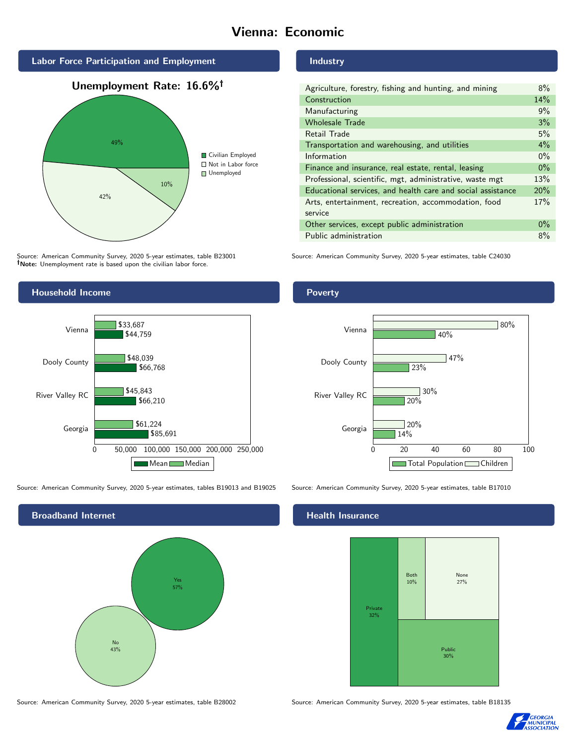# Vienna: Economic

## Labor Force Participation and Employment

**Unemployment Rate: 16.6%†**

| Category | Percent |
| --- | --- |
| Civilian Employed | 49% |
| Not in Labor force | 42% |
| Unemployed | 10% |

Source: American Community Survey, 2020 5-year estimates, table B23001
**†Note:** Unemployment rate is based upon the civilian labor force.

## Industry

| Industry | Percent |
| --- | --- |
| Agriculture, forestry, fishing and hunting, and mining | 8% |
| Construction | 14% |
| Manufacturing | 9% |
| Wholesale Trade | 3% |
| Retail Trade | 5% |
| Transportation and warehousing, and utilities | 4% |
| Information | 0% |
| Finance and insurance, real estate, rental, leasing | 0% |
| Professional, scientific, mgt, administrative, waste mgt | 13% |
| Educational services, and health care and social assistance | 20% |
| Arts, entertainment, recreation, accommodation, food service | 17% |
| Other services, except public administration | 0% |
| Public administration | 8% |

Source: American Community Survey, 2020 5-year estimates, table C24030

## Household Income

| | Median | Mean |
| --- | --- | --- |
| Vienna | $33,687 | $44,759 |
| Dooly County | $48,039 | $66,768 |
| River Valley RC | $45,843 | $66,210 |
| Georgia | $61,224 | $85,691 |

Source: American Community Survey, 2020 5-year estimates, tables B19013 and B19025

## Poverty

| | Children | Total Population |
| --- | --- | --- |
| Vienna | 80% | 40% |
| Dooly County | 47% | 23% |
| River Valley RC | 30% | 20% |
| Georgia | 20% | 14% |

Source: American Community Survey, 2020 5-year estimates, table B17010

## Broadband Internet

| | Percent |
| --- | --- |
| Yes | 57% |
| No | 43% |

Source: American Community Survey, 2020 5-year estimates, table B28002

## Health Insurance

| | Percent |
| --- | --- |
| Private | 32% |
| Both | 10% |
| None | 27% |
| Public | 30% |

Source: American Community Survey, 2020 5-year estimates, table B18135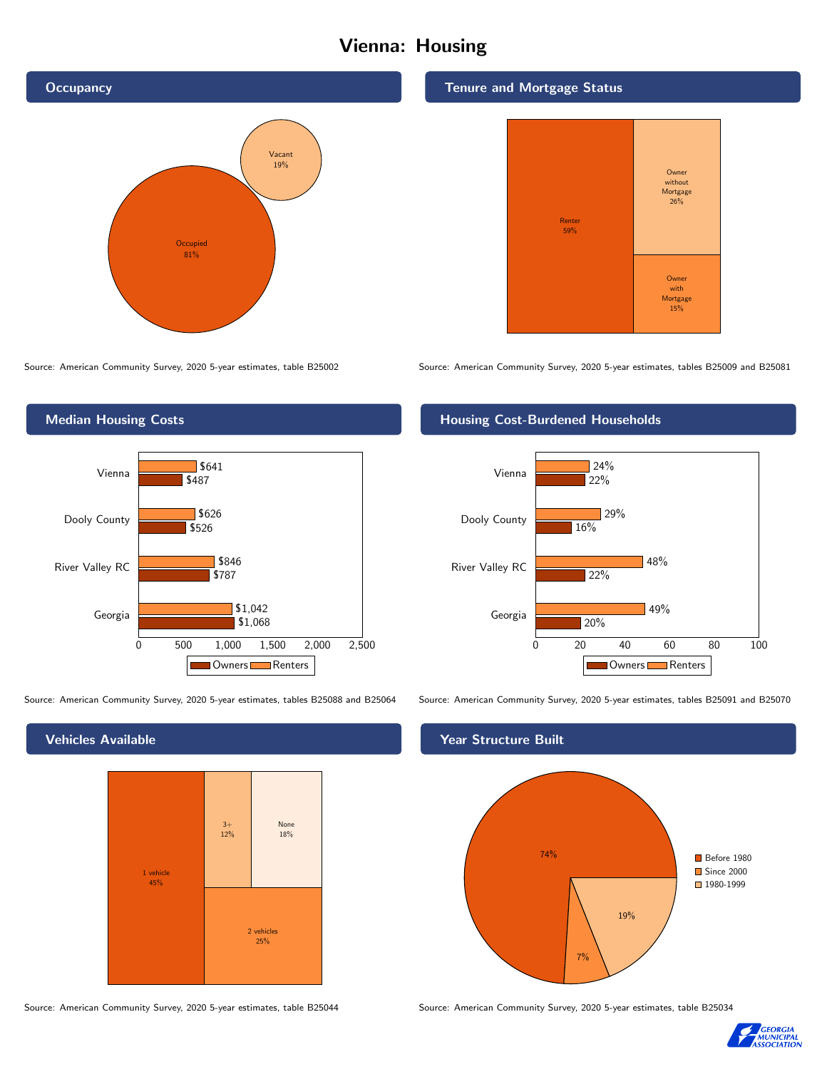# Vienna: Housing

## Occupancy

Vacant
19%

Occupied
81%

Source: American Community Survey, 2020 5-year estimates, table B25002

## Tenure and Mortgage Status

Renter
59%

Owner without Mortgage
26%

Owner with Mortgage
15%

Source: American Community Survey, 2020 5-year estimates, tables B25009 and B25081

## Median Housing Costs

Vienna
$641
$487

Dooly County
$626
$526

River Valley RC
$846
$787

Georgia
$1,042
$1,068

0 500 1,000 1,500 2,000 2,500

Owners Renters

Source: American Community Survey, 2020 5-year estimates, tables B25088 and B25064

## Housing Cost-Burdened Households

Vienna
24%
22%

Dooly County
29%
16%

River Valley RC
48%
22%

Georgia
49%
20%

0 20 40 60 80 100

Owners Renters

Source: American Community Survey, 2020 5-year estimates, tables B25091 and B25070

## Vehicles Available

1 vehicle
45%

3+
12%

None
18%

2 vehicles
25%

Source: American Community Survey, 2020 5-year estimates, table B25044

## Year Structure Built

74%

7%

19%

Before 1980
Since 2000
1980-1999

Source: American Community Survey, 2020 5-year estimates, table B25034

GEORGIA MUNICIPAL ASSOCIATION